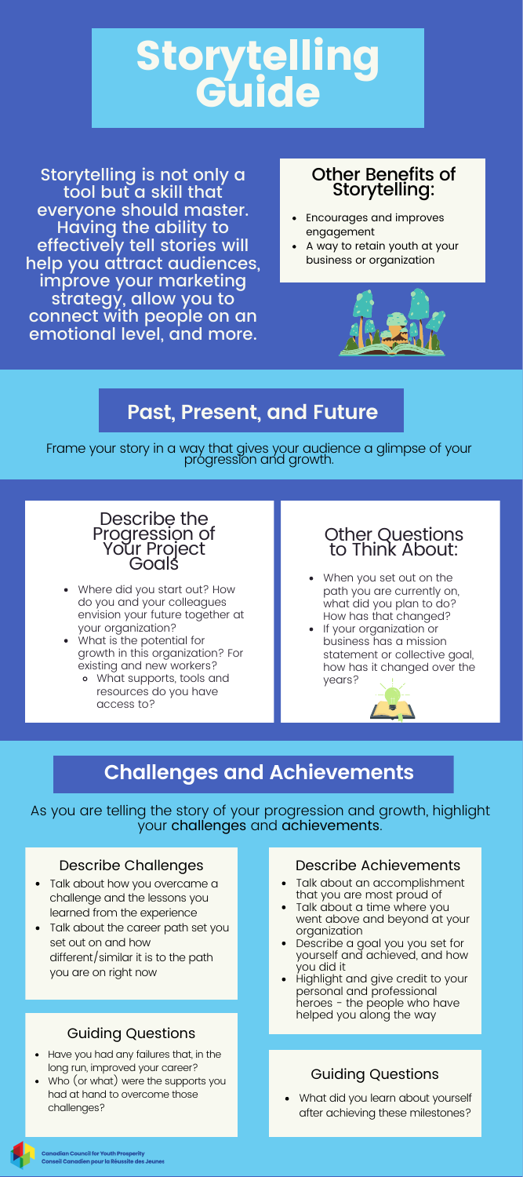# Storytelling Guide

Storytelling is not only a tool but a skill that everyone should master. Having the ability to effectively tell stories will help you attract audiences, improve your marketing strategy, allow you to connect with people on an emotional level, and more.

### Other Benefits of Storytelling:

- Encourages and improves engagement
- A way to retain youth at your business or organization

## Past, Present, and Future

Frame your story in a way that gives your audience a glimpse of your progression and growth.

### Describe the Progression of Your Project Goals

- Where did you start out? How do you and your colleagues envision your future together at your organization?
- What is the potential for growth in this organization? For existing and new workers?
  - What supports, tools and resources do you have access to?

### Other Questions to Think About:

- When you set out on the path you are currently on, what did you plan to do? How has that changed?
- If your organization or business has a mission statement or collective goal, how has it changed over the years?

## Challenges and Achievements

As you are telling the story of your progression and growth, highlight your challenges and achievements.

### Describe Challenges

- Talk about how you overcame a challenge and the lessons you learned from the experience
- Talk about the career path set you set out on and how different/similar it is to the path you are on right now

### Guiding Questions

- Have you had any failures that, in the long run, improved your career?
- Who (or what) were the supports you had at hand to overcome those challenges?

### Describe Achievements

- Talk about an accomplishment that you are most proud of
- Talk about a time where you went above and beyond at your organization
- Describe a goal you you set for yourself and achieved, and how you did it
- Highlight and give credit to your personal and professional heroes - the people who have helped you along the way

### Guiding Questions

- What did you learn about yourself after achieving these milestones?

Canadian Council for Youth Prosperity
Conseil Canadien pour la Réussite des Jeunes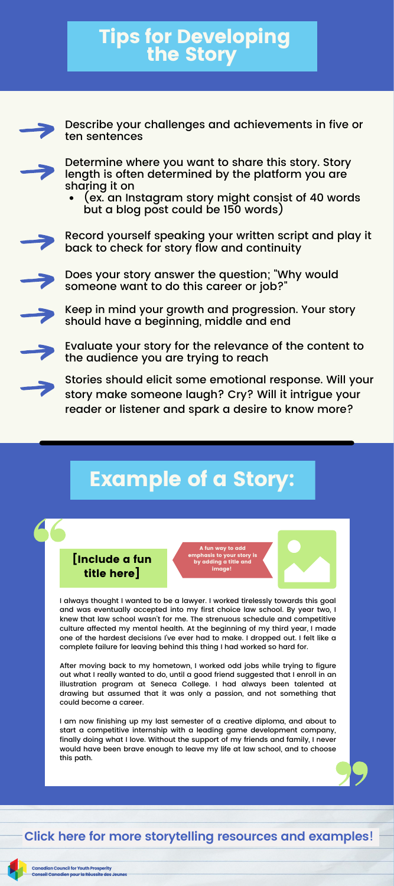# Tips for Developing the Story

- Describe your challenges and achievements in five or ten sentences
- Determine where you want to share this story. Story length is often determined by the platform you are sharing it on
  - (ex. an Instagram story might consist of 40 words but a blog post could be 150 words)
- Record yourself speaking your written script and play it back to check for story flow and continuity
- Does your story answer the question; "Why would someone want to do this career or job?"
- Keep in mind your growth and progression. Your story should have a beginning, middle and end
- Evaluate your story for the relevance of the content to the audience you are trying to reach
- Stories should elicit some emotional response. Will your story make someone laugh? Cry? Will it intrigue your reader or listener and spark a desire to know more?

# Example of a Story:

**[Include a fun title here]**

**A fun way to add emphasis to your story is by adding a title and image!**

I always thought I wanted to be a lawyer. I worked tirelessly towards this goal and was eventually accepted into my first choice law school. By year two, I knew that law school wasn't for me. The strenuous schedule and competitive culture affected my mental health. At the beginning of my third year, I made one of the hardest decisions I've ever had to make. I dropped out. I felt like a complete failure for leaving behind this thing I had worked so hard for.

After moving back to my hometown, I worked odd jobs while trying to figure out what I really wanted to do, until a good friend suggested that I enroll in an illustration program at Seneca College. I had always been talented at drawing but assumed that it was only a passion, and not something that could become a career.

I am now finishing up my last semester of a creative diploma, and about to start a competitive internship with a leading game development company, finally doing what I love. Without the support of my friends and family, I never would have been brave enough to leave my life at law school, and to choose this path.

**Click here for more storytelling resources and examples!**

Canadian Council for Youth Prosperity
Conseil Canadien pour la Réussite des Jeunes